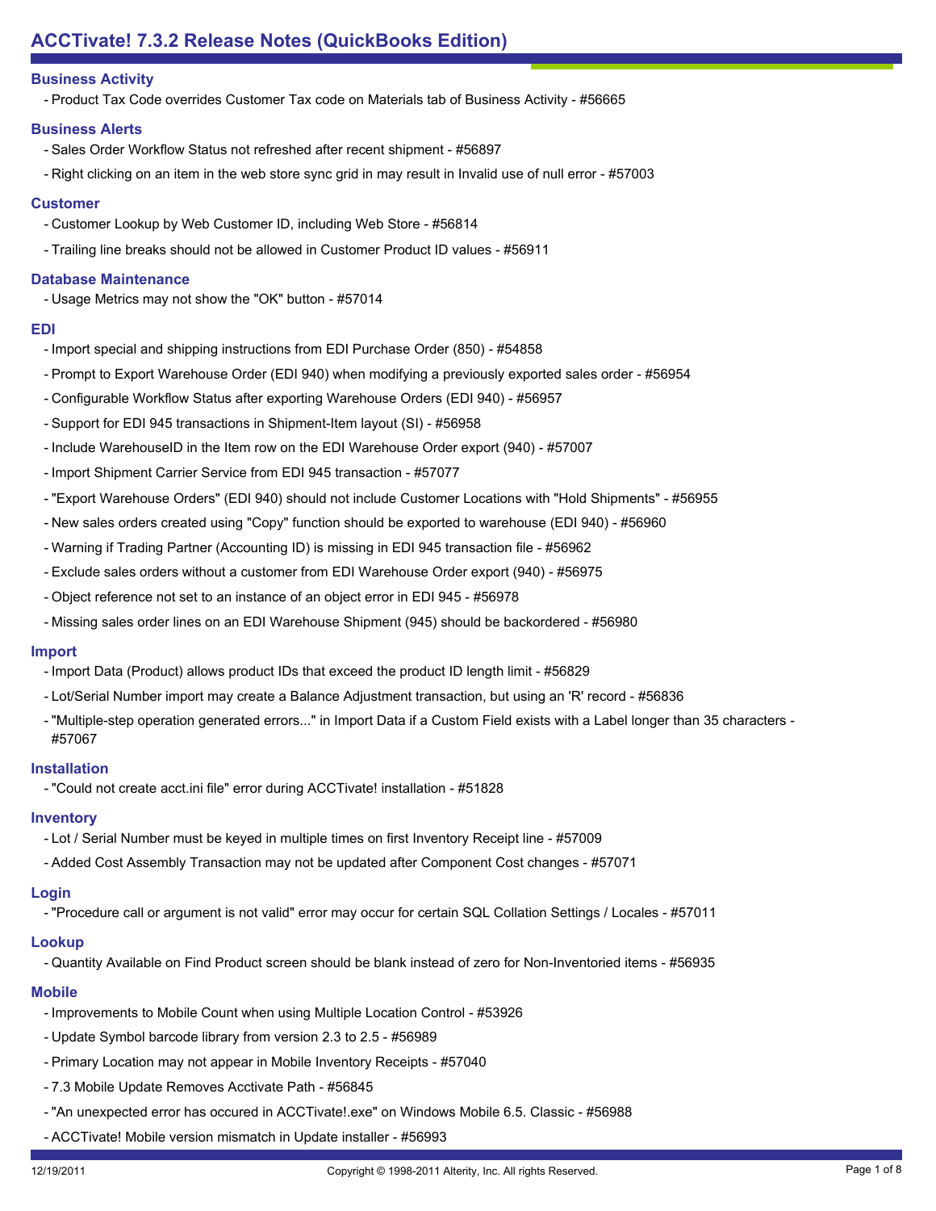# ACCTivate! 7.3.2 Release Notes (QuickBooks Edition)

## Business Activity

- Product Tax Code overrides Customer Tax code on Materials tab of Business Activity - #56665

## Business Alerts

- Sales Order Workflow Status not refreshed after recent shipment - #56897
- Right clicking on an item in the web store sync grid in may result in Invalid use of null error - #57003

## Customer

- Customer Lookup by Web Customer ID, including Web Store - #56814
- Trailing line breaks should not be allowed in Customer Product ID values - #56911

## Database Maintenance

- Usage Metrics may not show the "OK" button - #57014

## EDI

- Import special and shipping instructions from EDI Purchase Order (850) - #54858
- Prompt to Export Warehouse Order (EDI 940) when modifying a previously exported sales order - #56954
- Configurable Workflow Status after exporting Warehouse Orders (EDI 940) - #56957
- Support for EDI 945 transactions in Shipment-Item layout (SI) - #56958
- Include WarehouseID in the Item row on the EDI Warehouse Order export (940) - #57007
- Import Shipment Carrier Service from EDI 945 transaction - #57077
- "Export Warehouse Orders" (EDI 940) should not include Customer Locations with "Hold Shipments" - #56955
- New sales orders created using "Copy" function should be exported to warehouse (EDI 940) - #56960
- Warning if Trading Partner (Accounting ID) is missing in EDI 945 transaction file - #56962
- Exclude sales orders without a customer from EDI Warehouse Order export (940) - #56975
- Object reference not set to an instance of an object error in EDI 945 - #56978
- Missing sales order lines on an EDI Warehouse Shipment (945) should be backordered - #56980

## Import

- Import Data (Product) allows product IDs that exceed the product ID length limit - #56829
- Lot/Serial Number import may create a Balance Adjustment transaction, but using an 'R' record - #56836
- "Multiple-step operation generated errors..." in Import Data if a Custom Field exists with a Label longer than 35 characters - #57067

## Installation

- "Could not create acct.ini file" error during ACCTivate! installation - #51828

## Inventory

- Lot / Serial Number must be keyed in multiple times on first Inventory Receipt line - #57009
- Added Cost Assembly Transaction may not be updated after Component Cost changes - #57071

## Login

- "Procedure call or argument is not valid" error may occur for certain SQL Collation Settings / Locales - #57011

## Lookup

- Quantity Available on Find Product screen should be blank instead of zero for Non-Inventoried items - #56935

## Mobile

- Improvements to Mobile Count when using Multiple Location Control - #53926
- Update Symbol barcode library from version 2.3 to 2.5 - #56989
- Primary Location may not appear in Mobile Inventory Receipts - #57040
- 7.3 Mobile Update Removes Acctivate Path - #56845
- "An unexpected error has occured in ACCTivate!.exe" on Windows Mobile 6.5. Classic - #56988
- ACCTivate! Mobile version mismatch in Update installer - #56993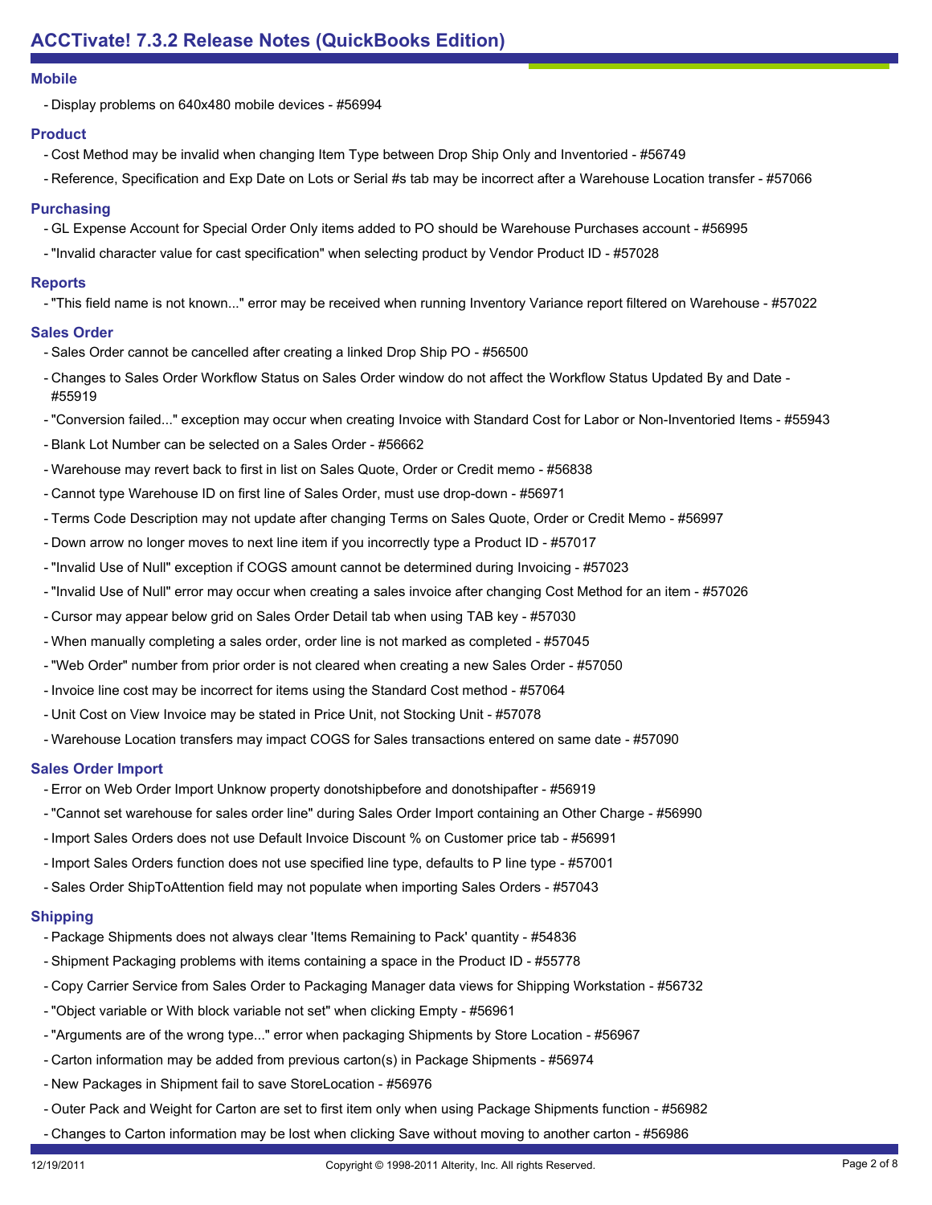## Mobile

- Display problems on 640x480 mobile devices - #56994

## Product

- Cost Method may be invalid when changing Item Type between Drop Ship Only and Inventoried - #56749
- Reference, Specification and Exp Date on Lots or Serial #s tab may be incorrect after a Warehouse Location transfer - #57066

## Purchasing

- GL Expense Account for Special Order Only items added to PO should be Warehouse Purchases account - #56995
- "Invalid character value for cast specification" when selecting product by Vendor Product ID - #57028

## Reports

- "This field name is not known..." error may be received when running Inventory Variance report filtered on Warehouse - #57022

## Sales Order

- Sales Order cannot be cancelled after creating a linked Drop Ship PO - #56500
- Changes to Sales Order Workflow Status on Sales Order window do not affect the Workflow Status Updated By and Date - #55919
- "Conversion failed..." exception may occur when creating Invoice with Standard Cost for Labor or Non-Inventoried Items - #55943
- Blank Lot Number can be selected on a Sales Order - #56662
- Warehouse may revert back to first in list on Sales Quote, Order or Credit memo - #56838
- Cannot type Warehouse ID on first line of Sales Order, must use drop-down - #56971
- Terms Code Description may not update after changing Terms on Sales Quote, Order or Credit Memo - #56997
- Down arrow no longer moves to next line item if you incorrectly type a Product ID - #57017
- "Invalid Use of Null" exception if COGS amount cannot be determined during Invoicing - #57023
- "Invalid Use of Null" error may occur when creating a sales invoice after changing Cost Method for an item - #57026
- Cursor may appear below grid on Sales Order Detail tab when using TAB key - #57030
- When manually completing a sales order, order line is not marked as completed - #57045
- "Web Order" number from prior order is not cleared when creating a new Sales Order - #57050
- Invoice line cost may be incorrect for items using the Standard Cost method - #57064
- Unit Cost on View Invoice may be stated in Price Unit, not Stocking Unit - #57078
- Warehouse Location transfers may impact COGS for Sales transactions entered on same date - #57090

## Sales Order Import

- Error on Web Order Import Unknow property donotshipbefore and donotshipafter - #56919
- "Cannot set warehouse for sales order line" during Sales Order Import containing an Other Charge - #56990
- Import Sales Orders does not use Default Invoice Discount % on Customer price tab - #56991
- Import Sales Orders function does not use specified line type, defaults to P line type - #57001
- Sales Order ShipToAttention field may not populate when importing Sales Orders - #57043

## Shipping

- Package Shipments does not always clear 'Items Remaining to Pack' quantity - #54836
- Shipment Packaging problems with items containing a space in the Product ID - #55778
- Copy Carrier Service from Sales Order to Packaging Manager data views for Shipping Workstation - #56732
- "Object variable or With block variable not set" when clicking Empty - #56961
- "Arguments are of the wrong type..." error when packaging Shipments by Store Location - #56967
- Carton information may be added from previous carton(s) in Package Shipments - #56974
- New Packages in Shipment fail to save StoreLocation - #56976
- Outer Pack and Weight for Carton are set to first item only when using Package Shipments function - #56982
- Changes to Carton information may be lost when clicking Save without moving to another carton - #56986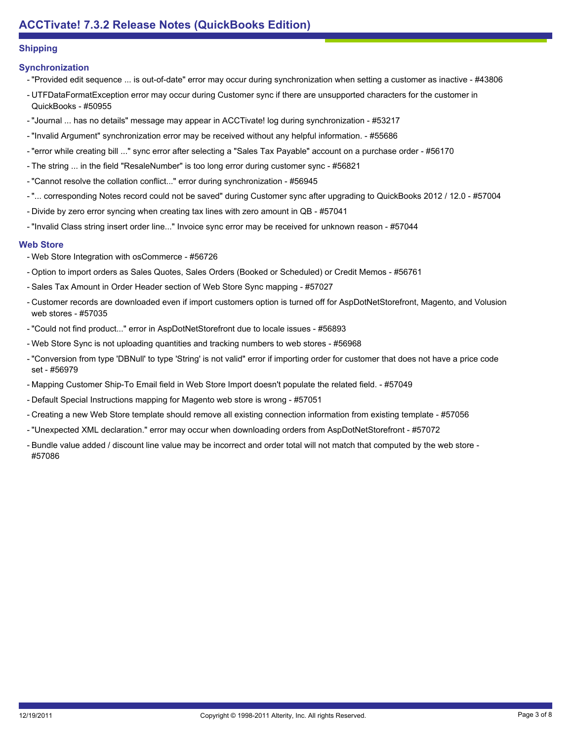## Shipping

### Synchronization

- "Provided edit sequence ... is out-of-date" error may occur during synchronization when setting a customer as inactive - #43806
- UTFDataFormatException error may occur during Customer sync if there are unsupported characters for the customer in QuickBooks - #50955
- "Journal ... has no details" message may appear in ACCTivate! log during synchronization - #53217
- "Invalid Argument" synchronization error may be received without any helpful information. - #55686
- "error while creating bill ..." sync error after selecting a "Sales Tax Payable" account on a purchase order - #56170
- The string ... in the field "ResaleNumber" is too long error during customer sync - #56821
- "Cannot resolve the collation conflict..." error during synchronization - #56945
- "... corresponding Notes record could not be saved" during Customer sync after upgrading to QuickBooks 2012 / 12.0 - #57004
- Divide by zero error syncing when creating tax lines with zero amount in QB - #57041
- "Invalid Class string insert order line..." Invoice sync error may be received for unknown reason - #57044

### Web Store

- Web Store Integration with osCommerce - #56726
- Option to import orders as Sales Quotes, Sales Orders (Booked or Scheduled) or Credit Memos - #56761
- Sales Tax Amount in Order Header section of Web Store Sync mapping - #57027
- Customer records are downloaded even if import customers option is turned off for AspDotNetStorefront, Magento, and Volusion web stores - #57035
- "Could not find product..." error in AspDotNetStorefront due to locale issues - #56893
- Web Store Sync is not uploading quantities and tracking numbers to web stores - #56968
- "Conversion from type 'DBNull' to type 'String' is not valid" error if importing order for customer that does not have a price code set - #56979
- Mapping Customer Ship-To Email field in Web Store Import doesn't populate the related field. - #57049
- Default Special Instructions mapping for Magento web store is wrong - #57051
- Creating a new Web Store template should remove all existing connection information from existing template - #57056
- "Unexpected XML declaration." error may occur when downloading orders from AspDotNetStorefront - #57072
- Bundle value added / discount line value may be incorrect and order total will not match that computed by the web store - #57086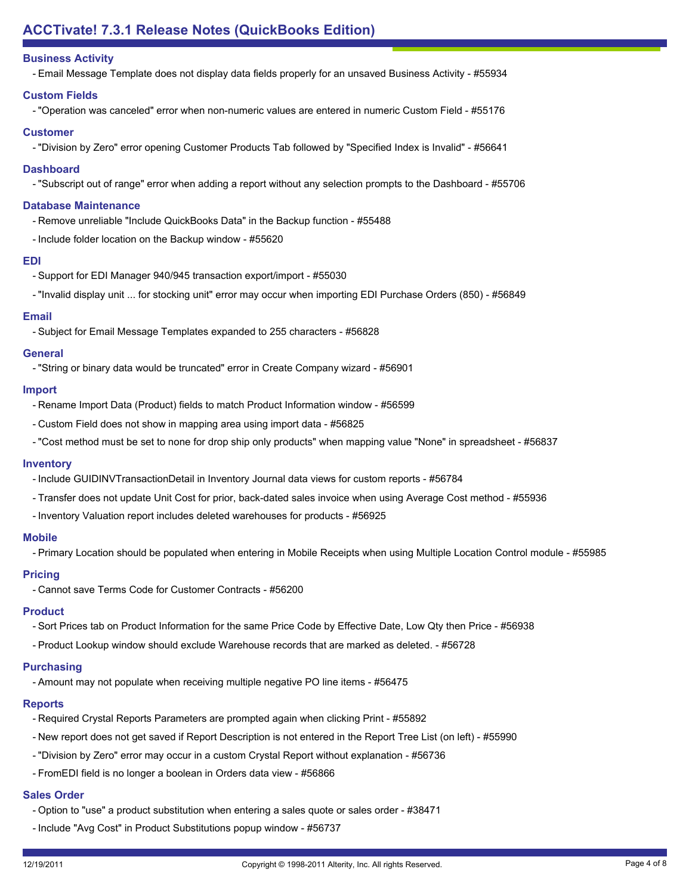# ACCTivate! 7.3.1 Release Notes (QuickBooks Edition)

## Business Activity

- Email Message Template does not display data fields properly for an unsaved Business Activity - #55934

## Custom Fields

- "Operation was canceled" error when non-numeric values are entered in numeric Custom Field - #55176

## Customer

- "Division by Zero" error opening Customer Products Tab followed by "Specified Index is Invalid" - #56641

## Dashboard

- "Subscript out of range" error when adding a report without any selection prompts to the Dashboard - #55706

## Database Maintenance

- Remove unreliable "Include QuickBooks Data" in the Backup function - #55488
- Include folder location on the Backup window - #55620

## EDI

- Support for EDI Manager 940/945 transaction export/import - #55030
- "Invalid display unit ... for stocking unit" error may occur when importing EDI Purchase Orders (850) - #56849

## Email

- Subject for Email Message Templates expanded to 255 characters - #56828

## General

- "String or binary data would be truncated" error in Create Company wizard - #56901

## Import

- Rename Import Data (Product) fields to match Product Information window - #56599
- Custom Field does not show in mapping area using import data - #56825
- "Cost method must be set to none for drop ship only products" when mapping value "None" in spreadsheet - #56837

## Inventory

- Include GUIDINVTransactionDetail in Inventory Journal data views for custom reports - #56784
- Transfer does not update Unit Cost for prior, back-dated sales invoice when using Average Cost method - #55936
- Inventory Valuation report includes deleted warehouses for products - #56925

## Mobile

- Primary Location should be populated when entering in Mobile Receipts when using Multiple Location Control module - #55985

## Pricing

- Cannot save Terms Code for Customer Contracts - #56200

## Product

- Sort Prices tab on Product Information for the same Price Code by Effective Date, Low Qty then Price - #56938
- Product Lookup window should exclude Warehouse records that are marked as deleted. - #56728

## Purchasing

- Amount may not populate when receiving multiple negative PO line items - #56475

## Reports

- Required Crystal Reports Parameters are prompted again when clicking Print - #55892
- New report does not get saved if Report Description is not entered in the Report Tree List (on left) - #55990
- "Division by Zero" error may occur in a custom Crystal Report without explanation - #56736
- FromEDI field is no longer a boolean in Orders data view - #56866

## Sales Order

- Option to "use" a product substitution when entering a sales quote or sales order - #38471
- Include "Avg Cost" in Product Substitutions popup window - #56737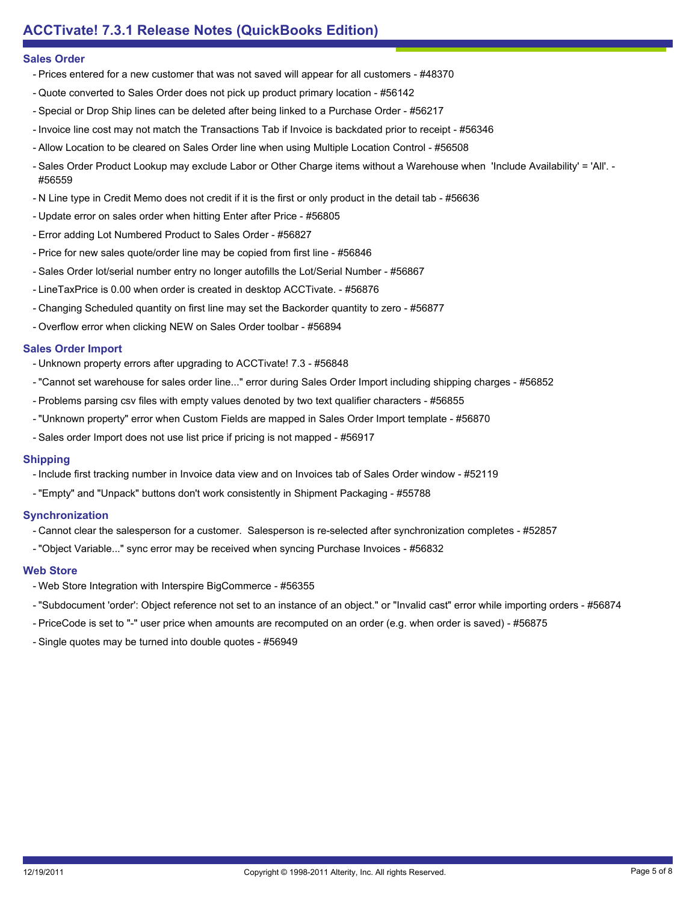# ACCTivate! 7.3.1 Release Notes (QuickBooks Edition)

## Sales Order

- Prices entered for a new customer that was not saved will appear for all customers - #48370
- Quote converted to Sales Order does not pick up product primary location - #56142
- Special or Drop Ship lines can be deleted after being linked to a Purchase Order - #56217
- Invoice line cost may not match the Transactions Tab if Invoice is backdated prior to receipt - #56346
- Allow Location to be cleared on Sales Order line when using Multiple Location Control - #56508
- Sales Order Product Lookup may exclude Labor or Other Charge items without a Warehouse when 'Include Availability' = 'All'. - #56559
- N Line type in Credit Memo does not credit if it is the first or only product in the detail tab - #56636
- Update error on sales order when hitting Enter after Price - #56805
- Error adding Lot Numbered Product to Sales Order - #56827
- Price for new sales quote/order line may be copied from first line - #56846
- Sales Order lot/serial number entry no longer autofills the Lot/Serial Number - #56867
- LineTaxPrice is 0.00 when order is created in desktop ACCTivate. - #56876
- Changing Scheduled quantity on first line may set the Backorder quantity to zero - #56877
- Overflow error when clicking NEW on Sales Order toolbar - #56894

## Sales Order Import

- Unknown property errors after upgrading to ACCTivate! 7.3 - #56848
- "Cannot set warehouse for sales order line..." error during Sales Order Import including shipping charges - #56852
- Problems parsing csv files with empty values denoted by two text qualifier characters - #56855
- "Unknown property" error when Custom Fields are mapped in Sales Order Import template - #56870
- Sales order Import does not use list price if pricing is not mapped - #56917

## Shipping

- Include first tracking number in Invoice data view and on Invoices tab of Sales Order window - #52119
- "Empty" and "Unpack" buttons don't work consistently in Shipment Packaging - #55788

## Synchronization

- Cannot clear the salesperson for a customer. Salesperson is re-selected after synchronization completes - #52857
- "Object Variable..." sync error may be received when syncing Purchase Invoices - #56832

## Web Store

- Web Store Integration with Interspire BigCommerce - #56355
- "Subdocument 'order': Object reference not set to an instance of an object." or "Invalid cast" error while importing orders - #56874
- PriceCode is set to "-" user price when amounts are recomputed on an order (e.g. when order is saved) - #56875
- Single quotes may be turned into double quotes - #56949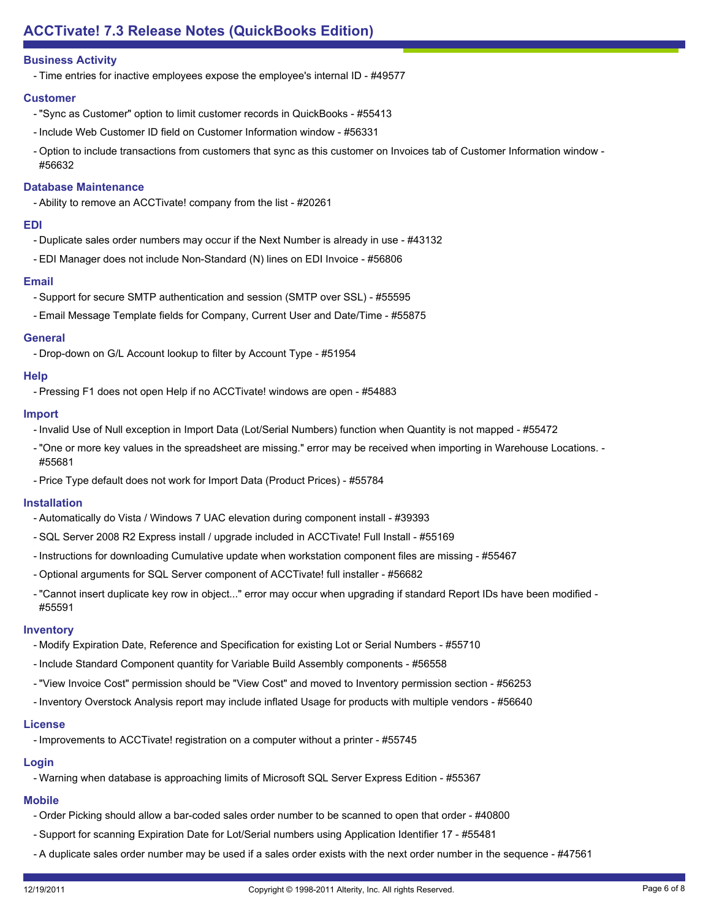## Business Activity

- Time entries for inactive employees expose the employee's internal ID - #49577

## Customer

- "Sync as Customer" option to limit customer records in QuickBooks - #55413
- Include Web Customer ID field on Customer Information window - #56331
- Option to include transactions from customers that sync as this customer on Invoices tab of Customer Information window - #56632

## Database Maintenance

- Ability to remove an ACCTivate! company from the list - #20261

## EDI

- Duplicate sales order numbers may occur if the Next Number is already in use - #43132
- EDI Manager does not include Non-Standard (N) lines on EDI Invoice - #56806

## Email

- Support for secure SMTP authentication and session (SMTP over SSL) - #55595
- Email Message Template fields for Company, Current User and Date/Time - #55875

## General

- Drop-down on G/L Account lookup to filter by Account Type - #51954

## Help

- Pressing F1 does not open Help if no ACCTivate! windows are open - #54883

## Import

- Invalid Use of Null exception in Import Data (Lot/Serial Numbers) function when Quantity is not mapped - #55472
- "One or more key values in the spreadsheet are missing." error may be received when importing in Warehouse Locations. - #55681
- Price Type default does not work for Import Data (Product Prices) - #55784

## Installation

- Automatically do Vista / Windows 7 UAC elevation during component install - #39393
- SQL Server 2008 R2 Express install / upgrade included in ACCTivate! Full Install - #55169
- Instructions for downloading Cumulative update when workstation component files are missing - #55467
- Optional arguments for SQL Server component of ACCTivate! full installer - #56682
- "Cannot insert duplicate key row in object..." error may occur when upgrading if standard Report IDs have been modified - #55591

## Inventory

- Modify Expiration Date, Reference and Specification for existing Lot or Serial Numbers - #55710
- Include Standard Component quantity for Variable Build Assembly components - #56558
- "View Invoice Cost" permission should be "View Cost" and moved to Inventory permission section - #56253
- Inventory Overstock Analysis report may include inflated Usage for products with multiple vendors - #56640

## License

- Improvements to ACCTivate! registration on a computer without a printer - #55745

## Login

- Warning when database is approaching limits of Microsoft SQL Server Express Edition - #55367

## Mobile

- Order Picking should allow a bar-coded sales order number to be scanned to open that order - #40800
- Support for scanning Expiration Date for Lot/Serial numbers using Application Identifier 17 - #55481
- A duplicate sales order number may be used if a sales order exists with the next order number in the sequence - #47561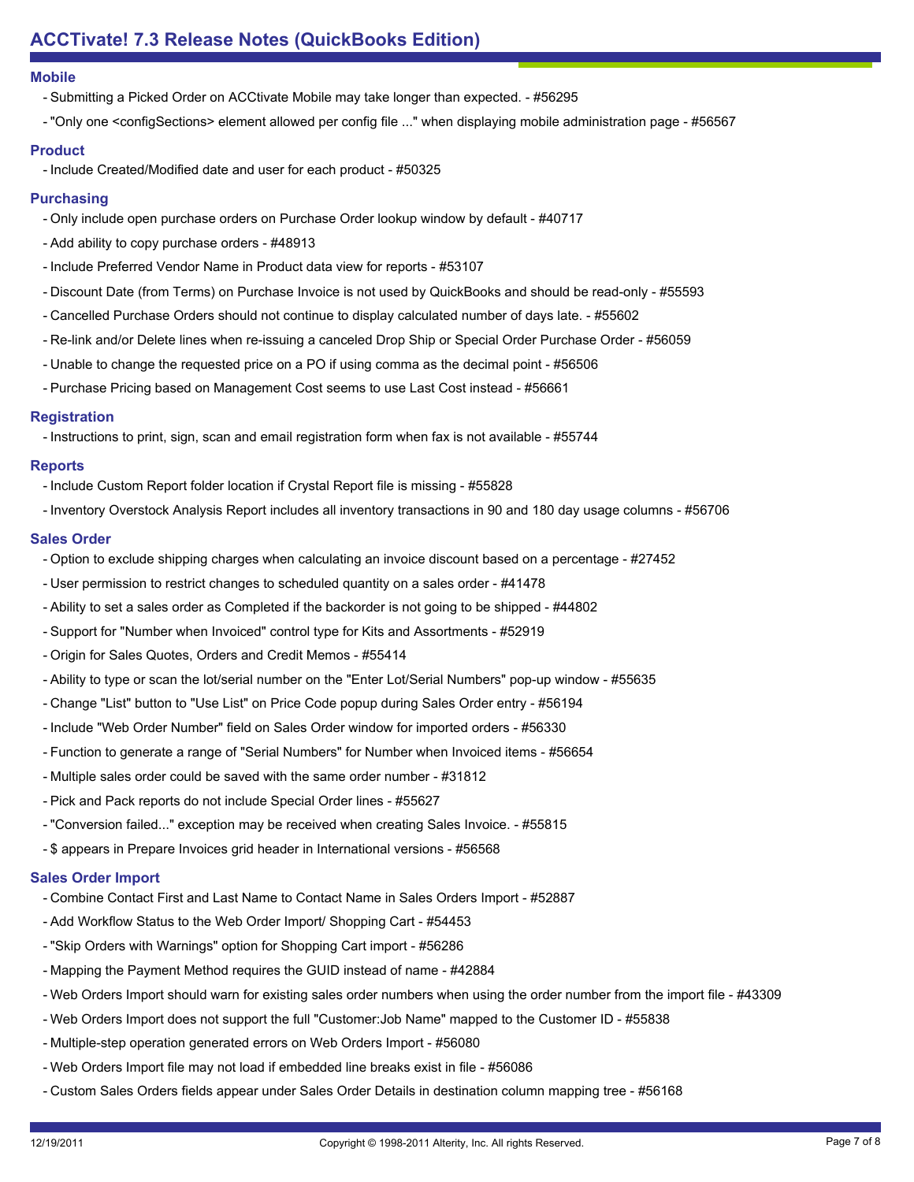## Mobile

- Submitting a Picked Order on ACCtivate Mobile may take longer than expected. - #56295
- "Only one <configSections> element allowed per config file ..." when displaying mobile administration page - #56567

## Product

- Include Created/Modified date and user for each product - #50325

## Purchasing

- Only include open purchase orders on Purchase Order lookup window by default - #40717
- Add ability to copy purchase orders - #48913
- Include Preferred Vendor Name in Product data view for reports - #53107
- Discount Date (from Terms) on Purchase Invoice is not used by QuickBooks and should be read-only - #55593
- Cancelled Purchase Orders should not continue to display calculated number of days late. - #55602
- Re-link and/or Delete lines when re-issuing a canceled Drop Ship or Special Order Purchase Order - #56059
- Unable to change the requested price on a PO if using comma as the decimal point - #56506
- Purchase Pricing based on Management Cost seems to use Last Cost instead - #56661

## Registration

- Instructions to print, sign, scan and email registration form when fax is not available - #55744

## Reports

- Include Custom Report folder location if Crystal Report file is missing - #55828
- Inventory Overstock Analysis Report includes all inventory transactions in 90 and 180 day usage columns - #56706

## Sales Order

- Option to exclude shipping charges when calculating an invoice discount based on a percentage - #27452
- User permission to restrict changes to scheduled quantity on a sales order - #41478
- Ability to set a sales order as Completed if the backorder is not going to be shipped - #44802
- Support for "Number when Invoiced" control type for Kits and Assortments - #52919
- Origin for Sales Quotes, Orders and Credit Memos - #55414
- Ability to type or scan the lot/serial number on the "Enter Lot/Serial Numbers" pop-up window - #55635
- Change "List" button to "Use List" on Price Code popup during Sales Order entry - #56194
- Include "Web Order Number" field on Sales Order window for imported orders - #56330
- Function to generate a range of "Serial Numbers" for Number when Invoiced items - #56654
- Multiple sales order could be saved with the same order number - #31812
- Pick and Pack reports do not include Special Order lines - #55627
- "Conversion failed..." exception may be received when creating Sales Invoice. - #55815
- $ appears in Prepare Invoices grid header in International versions - #56568

## Sales Order Import

- Combine Contact First and Last Name to Contact Name in Sales Orders Import - #52887
- Add Workflow Status to the Web Order Import/ Shopping Cart - #54453
- "Skip Orders with Warnings" option for Shopping Cart import - #56286
- Mapping the Payment Method requires the GUID instead of name - #42884
- Web Orders Import should warn for existing sales order numbers when using the order number from the import file - #43309
- Web Orders Import does not support the full "Customer:Job Name" mapped to the Customer ID - #55838
- Multiple-step operation generated errors on Web Orders Import - #56080
- Web Orders Import file may not load if embedded line breaks exist in file - #56086
- Custom Sales Orders fields appear under Sales Order Details in destination column mapping tree - #56168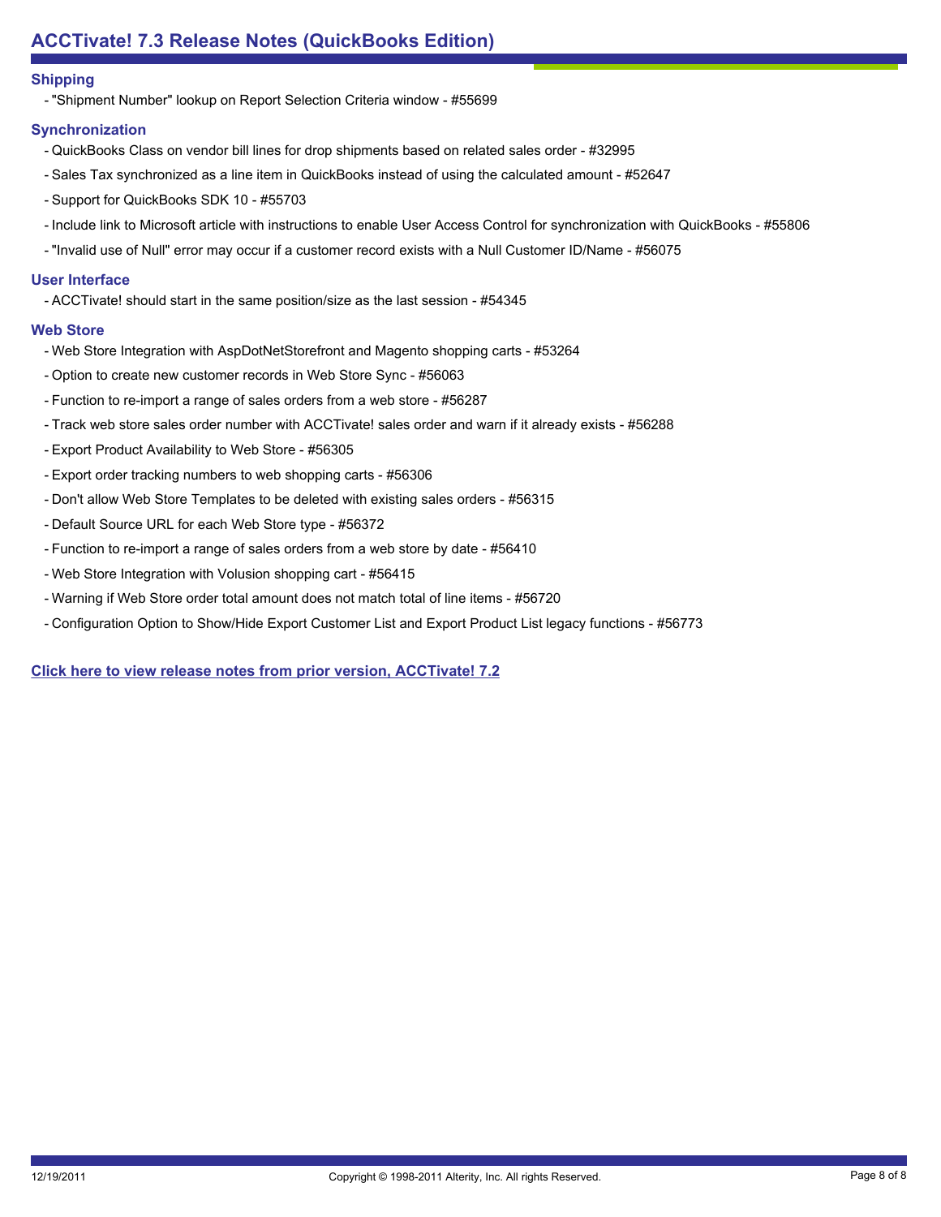## Shipping

- "Shipment Number" lookup on Report Selection Criteria window - #55699

## Synchronization

- QuickBooks Class on vendor bill lines for drop shipments based on related sales order - #32995
- Sales Tax synchronized as a line item in QuickBooks instead of using the calculated amount - #52647
- Support for QuickBooks SDK 10 - #55703
- Include link to Microsoft article with instructions to enable User Access Control for synchronization with QuickBooks - #55806
- "Invalid use of Null" error may occur if a customer record exists with a Null Customer ID/Name - #56075

## User Interface

- ACCTivate! should start in the same position/size as the last session - #54345

## Web Store

- Web Store Integration with AspDotNetStorefront and Magento shopping carts - #53264
- Option to create new customer records in Web Store Sync - #56063
- Function to re-import a range of sales orders from a web store - #56287
- Track web store sales order number with ACCTivate! sales order and warn if it already exists - #56288
- Export Product Availability to Web Store - #56305
- Export order tracking numbers to web shopping carts - #56306
- Don't allow Web Store Templates to be deleted with existing sales orders - #56315
- Default Source URL for each Web Store type - #56372
- Function to re-import a range of sales orders from a web store by date - #56410
- Web Store Integration with Volusion shopping cart - #56415
- Warning if Web Store order total amount does not match total of line items - #56720
- Configuration Option to Show/Hide Export Customer List and Export Product List legacy functions - #56773

**Click here to view release notes from prior version, ACCTivate! 7.2**